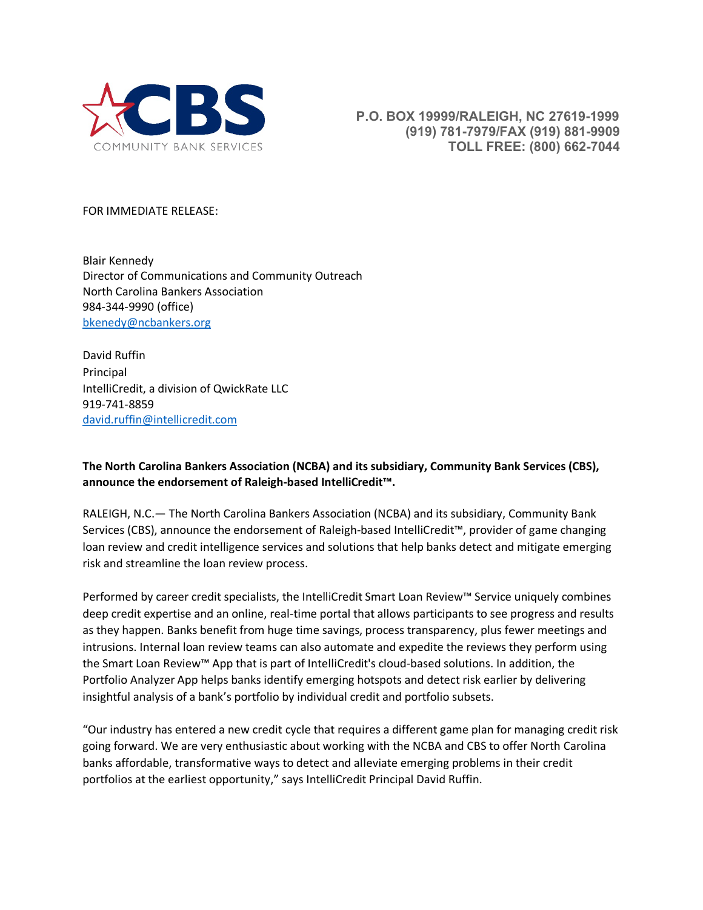CBS COMMUNITY BANK SERVICES

P.O. BOX 19999/RALEIGH, NC 27619-1999
(919) 781-7979/FAX (919) 881-9909
TOLL FREE: (800) 662-7044

FOR IMMEDIATE RELEASE:

Blair Kennedy
Director of Communications and Community Outreach
North Carolina Bankers Association
984-344-9990 (office)
bkenedy@ncbankers.org

David Ruffin
Principal
IntelliCredit, a division of QwickRate LLC
919-741-8859
david.ruffin@intellicredit.com

**The North Carolina Bankers Association (NCBA) and its subsidiary, Community Bank Services (CBS), announce the endorsement of Raleigh-based IntelliCredit™.**

RALEIGH, N.C.— The North Carolina Bankers Association (NCBA) and its subsidiary, Community Bank Services (CBS), announce the endorsement of Raleigh-based IntelliCredit™, provider of game changing loan review and credit intelligence services and solutions that help banks detect and mitigate emerging risk and streamline the loan review process.

Performed by career credit specialists, the IntelliCredit Smart Loan Review™ Service uniquely combines deep credit expertise and an online, real-time portal that allows participants to see progress and results as they happen. Banks benefit from huge time savings, process transparency, plus fewer meetings and intrusions. Internal loan review teams can also automate and expedite the reviews they perform using the Smart Loan Review™ App that is part of IntelliCredit's cloud-based solutions. In addition, the Portfolio Analyzer App helps banks identify emerging hotspots and detect risk earlier by delivering insightful analysis of a bank's portfolio by individual credit and portfolio subsets.

"Our industry has entered a new credit cycle that requires a different game plan for managing credit risk going forward. We are very enthusiastic about working with the NCBA and CBS to offer North Carolina banks affordable, transformative ways to detect and alleviate emerging problems in their credit portfolios at the earliest opportunity," says IntelliCredit Principal David Ruffin.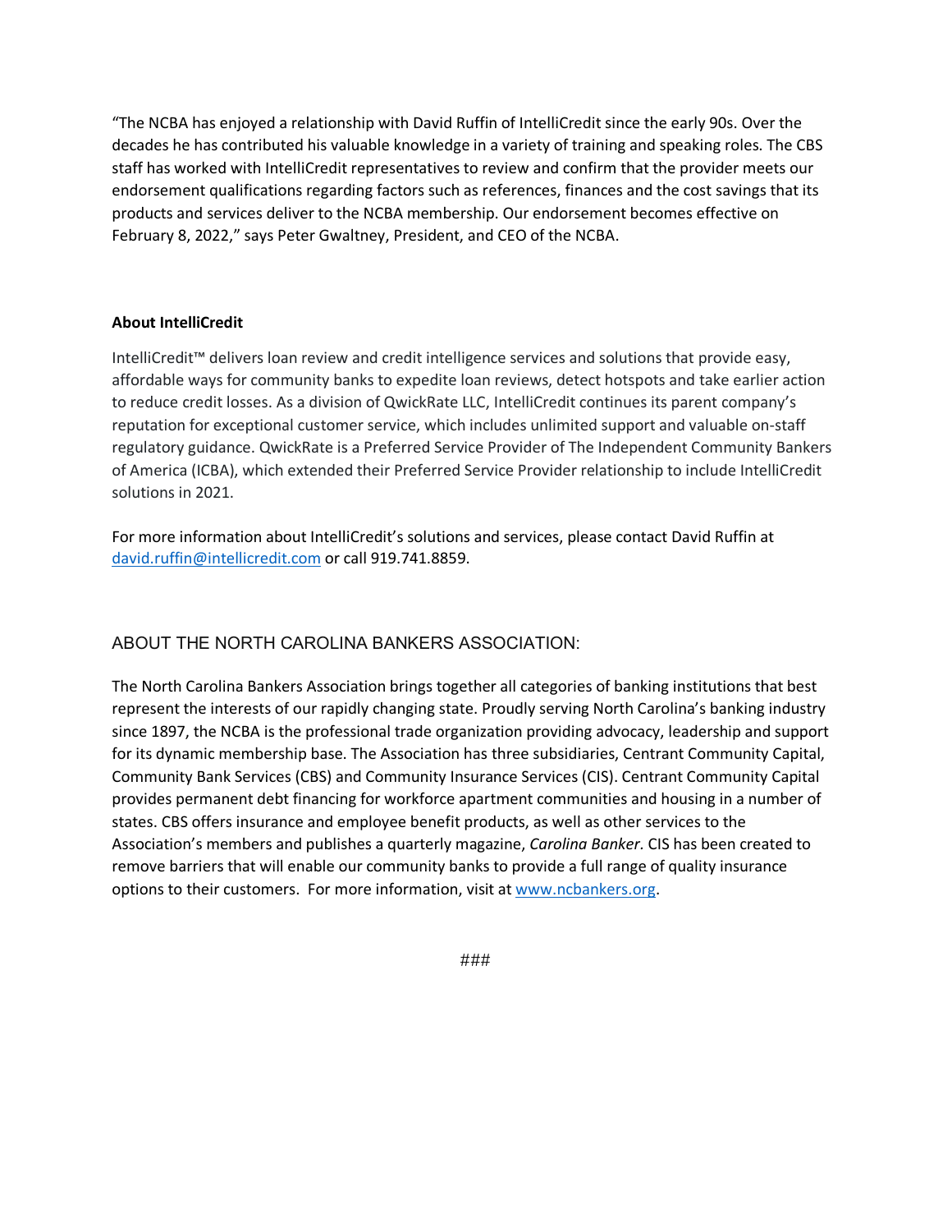"The NCBA has enjoyed a relationship with David Ruffin of IntelliCredit since the early 90s. Over the decades he has contributed his valuable knowledge in a variety of training and speaking roles. The CBS staff has worked with IntelliCredit representatives to review and confirm that the provider meets our endorsement qualifications regarding factors such as references, finances and the cost savings that its products and services deliver to the NCBA membership. Our endorsement becomes effective on February 8, 2022," says Peter Gwaltney, President, and CEO of the NCBA.

**About IntelliCredit**

IntelliCredit™ delivers loan review and credit intelligence services and solutions that provide easy, affordable ways for community banks to expedite loan reviews, detect hotspots and take earlier action to reduce credit losses. As a division of QwickRate LLC, IntelliCredit continues its parent company's reputation for exceptional customer service, which includes unlimited support and valuable on-staff regulatory guidance. QwickRate is a Preferred Service Provider of The Independent Community Bankers of America (ICBA), which extended their Preferred Service Provider relationship to include IntelliCredit solutions in 2021.

For more information about IntelliCredit's solutions and services, please contact David Ruffin at [david.ruffin@intellicredit.com](mailto:david.ruffin@intellicredit.com) or call 919.741.8859.

## ABOUT THE NORTH CAROLINA BANKERS ASSOCIATION:

The North Carolina Bankers Association brings together all categories of banking institutions that best represent the interests of our rapidly changing state. Proudly serving North Carolina's banking industry since 1897, the NCBA is the professional trade organization providing advocacy, leadership and support for its dynamic membership base. The Association has three subsidiaries, Centrant Community Capital, Community Bank Services (CBS) and Community Insurance Services (CIS). Centrant Community Capital provides permanent debt financing for workforce apartment communities and housing in a number of states. CBS offers insurance and employee benefit products, as well as other services to the Association's members and publishes a quarterly magazine, *Carolina Banker*. CIS has been created to remove barriers that will enable our community banks to provide a full range of quality insurance options to their customers. For more information, visit at [www.ncbankers.org](http://www.ncbankers.org).

###